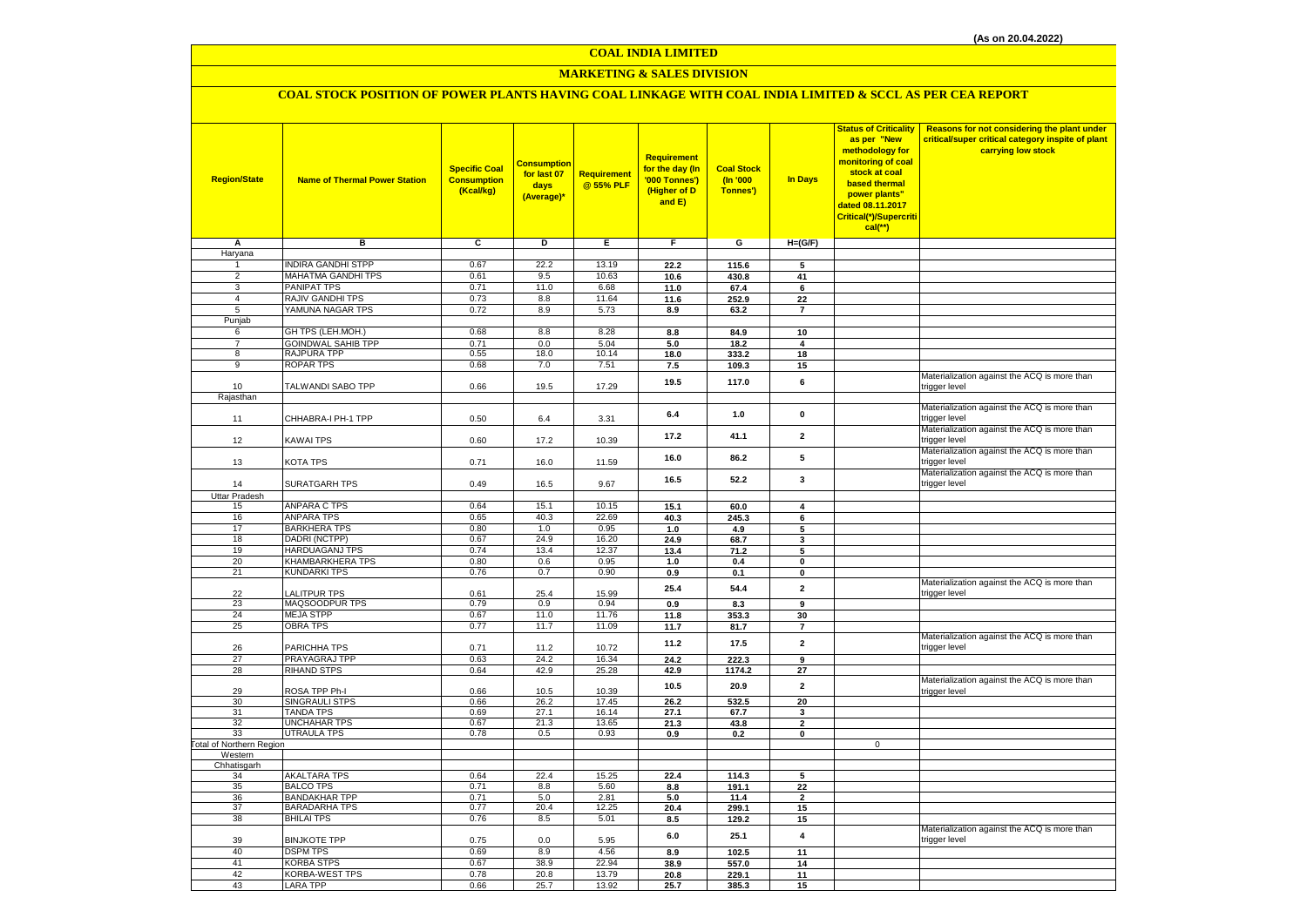(As on 20.04.2022)

# COAL INDIA LIMITED

## MARKETING & SALES DIVISION

### COAL STOCK POSITION OF POWER PLANTS HAVING COAL LINKAGE WITH COAL INDIA LIMITED & SCCL AS PER CEA REPORT

| Region/State | Name of Thermal Power Station | Specific Coal Consumption (Kcal/kg) | Consumption for last 07 days (Average)* | Requirement @ 55% PLF | Requirement for the day (In '000 Tonnes') (Higher of D and E) | Coal Stock (In '000 Tonnes') | In Days | Status of Criticality as per "New methodology for monitoring of coal stock at coal based thermal power plants" dated 08.11.2017 Critical(*)/Supercritical(**) | Reasons for not considering the plant under critical/super critical category inspite of plant carrying low stock |
|---|---|---|---|---|---|---|---|---|---|
| A | B | C | D | E | F | G | H=(G/F) | | |
| Haryana | | | | | | | | | |
| 1 | INDIRA GANDHI STPP | 0.67 | 22.2 | 13.19 | 22.2 | 115.6 | 5 | | |
| 2 | MAHATMA GANDHI TPS | 0.61 | 9.5 | 10.63 | 10.6 | 430.8 | 41 | | |
| 3 | PANIPAT TPS | 0.71 | 11.0 | 6.68 | 11.0 | 67.4 | 6 | | |
| 4 | RAJIV GANDHI TPS | 0.73 | 8.8 | 11.64 | 11.6 | 252.9 | 22 | | |
| 5 | YAMUNA NAGAR TPS | 0.72 | 8.9 | 5.73 | 8.9 | 63.2 | 7 | | |
| Punjab | | | | | | | | | |
| 6 | GH TPS (LEH.MOH.) | 0.68 | 8.8 | 8.28 | 8.8 | 84.9 | 10 | | |
| 7 | GOINDWAL SAHIB TPP | 0.71 | 0.0 | 5.04 | 5.0 | 18.2 | 4 | | |
| 8 | RAJPURA TPP | 0.55 | 18.0 | 10.14 | 18.0 | 333.2 | 18 | | |
| 9 | ROPAR TPS | 0.68 | 7.0 | 7.51 | 7.5 | 109.3 | 15 | | |
| 10 | TALWANDI SABO TPP | 0.66 | 19.5 | 17.29 | 19.5 | 117.0 | 6 | | Materialization against the ACQ is more than trigger level |
| Rajasthan | | | | | | | | | |
| 11 | CHHABRA-I PH-1 TPP | 0.50 | 6.4 | 3.31 | 6.4 | 1.0 | 0 | | Materialization against the ACQ is more than trigger level |
| 12 | KAWAI TPS | 0.60 | 17.2 | 10.39 | 17.2 | 41.1 | 2 | | Materialization against the ACQ is more than trigger level |
| 13 | KOTA TPS | 0.71 | 16.0 | 11.59 | 16.0 | 86.2 | 5 | | Materialization against the ACQ is more than trigger level |
| 14 | SURATGARH TPS | 0.49 | 16.5 | 9.67 | 16.5 | 52.2 | 3 | | Materialization against the ACQ is more than trigger level |
| Uttar Pradesh | | | | | | | | | |
| 15 | ANPARA C TPS | 0.64 | 15.1 | 10.15 | 15.1 | 60.0 | 4 | | |
| 16 | ANPARA TPS | 0.65 | 40.3 | 22.69 | 40.3 | 245.3 | 6 | | |
| 17 | BARKHERA TPS | 0.80 | 1.0 | 0.95 | 1.0 | 4.9 | 5 | | |
| 18 | DADRI (NCTPP) | 0.67 | 24.9 | 16.20 | 24.9 | 68.7 | 3 | | |
| 19 | HARDUAGANJ TPS | 0.74 | 13.4 | 12.37 | 13.4 | 71.2 | 5 | | |
| 20 | KHAMBARKHERA TPS | 0.80 | 0.6 | 0.95 | 1.0 | 0.4 | 0 | | |
| 21 | KUNDARKI TPS | 0.76 | 0.7 | 0.90 | 0.9 | 0.1 | 0 | | |
| 22 | LALITPUR TPS | 0.61 | 25.4 | 15.99 | 25.4 | 54.4 | 2 | | Materialization against the ACQ is more than trigger level |
| 23 | MAQSOODPUR TPS | 0.79 | 0.9 | 0.94 | 0.9 | 8.3 | 9 | | |
| 24 | MEJA STPP | 0.67 | 11.0 | 11.76 | 11.8 | 353.3 | 30 | | |
| 25 | OBRA TPS | 0.77 | 11.7 | 11.09 | 11.7 | 81.7 | 7 | | |
| 26 | PARICHHA TPS | 0.71 | 11.2 | 10.72 | 11.2 | 17.5 | 2 | | Materialization against the ACQ is more than trigger level |
| 27 | PRAYAGRAJ TPP | 0.63 | 24.2 | 16.34 | 24.2 | 222.3 | 9 | | |
| 28 | RIHAND STPS | 0.64 | 42.9 | 25.28 | 42.9 | 1174.2 | 27 | | |
| 29 | ROSA TPP Ph-I | 0.66 | 10.5 | 10.39 | 10.5 | 20.9 | 2 | | Materialization against the ACQ is more than trigger level |
| 30 | SINGRAULI STPS | 0.66 | 26.2 | 17.45 | 26.2 | 532.5 | 20 | | |
| 31 | TANDA TPS | 0.69 | 27.1 | 16.14 | 27.1 | 67.7 | 3 | | |
| 32 | UNCHAHAR TPS | 0.67 | 21.3 | 13.65 | 21.3 | 43.8 | 2 | | |
| 33 | UTRAULA TPS | 0.78 | 0.5 | 0.93 | 0.9 | 0.2 | 0 | | |
| Total of Northern Region | | | | | | | | 0 | |
| Western | | | | | | | | | |
| Chhatisgarh | | | | | | | | | |
| 34 | AKALTARA TPS | 0.64 | 22.4 | 15.25 | 22.4 | 114.3 | 5 | | |
| 35 | BALCO TPS | 0.71 | 8.8 | 5.60 | 8.8 | 191.1 | 22 | | |
| 36 | BANDAKHAR TPP | 0.71 | 5.0 | 2.81 | 5.0 | 11.4 | 2 | | |
| 37 | BARADARHA TPS | 0.77 | 20.4 | 12.25 | 20.4 | 299.1 | 15 | | |
| 38 | BHILAI TPS | 0.76 | 8.5 | 5.01 | 8.5 | 129.2 | 15 | | |
| 39 | BINJKOTE TPP | 0.75 | 0.0 | 5.95 | 6.0 | 25.1 | 4 | | Materialization against the ACQ is more than trigger level |
| 40 | DSPM TPS | 0.69 | 8.9 | 4.56 | 8.9 | 102.5 | 11 | | |
| 41 | KORBA STPS | 0.67 | 38.9 | 22.94 | 38.9 | 557.0 | 14 | | |
| 42 | KORBA-WEST TPS | 0.78 | 20.8 | 13.79 | 20.8 | 229.1 | 11 | | |
| 43 | LARA TPP | 0.66 | 25.7 | 13.92 | 25.7 | 385.3 | 15 | | |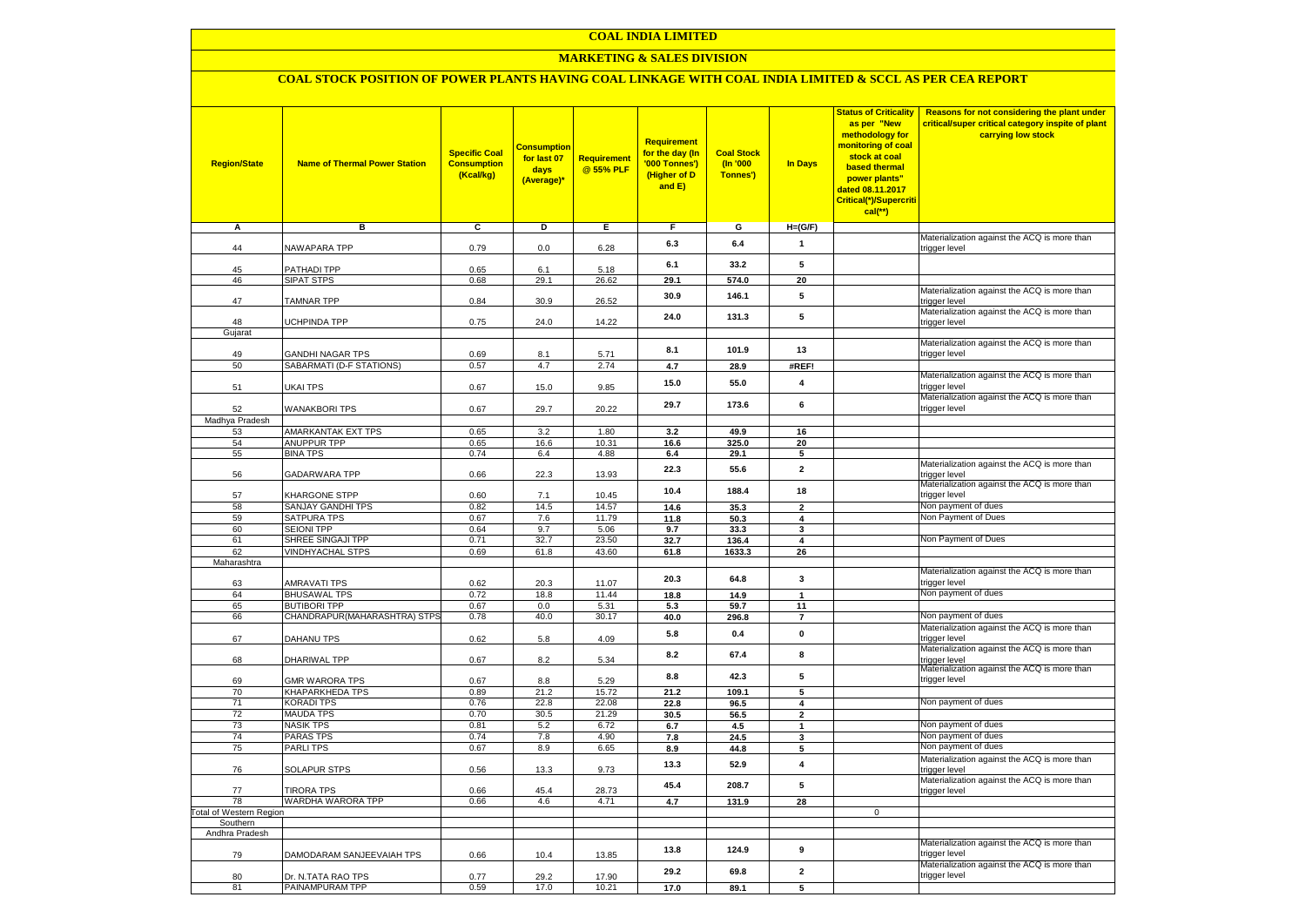# COAL INDIA LIMITED

## MARKETING & SALES DIVISION

### COAL STOCK POSITION OF POWER PLANTS HAVING COAL LINKAGE WITH COAL INDIA LIMITED & SCCL AS PER CEA REPORT

| Region/State | Name of Thermal Power Station | Specific Coal Consumption (Kcal/kg) | Consumption for last 07 days (Average)* | Requirement @ 55% PLF | Requirement for the day (In '000 Tonnes') (Higher of D and E) | Coal Stock (In '000 Tonnes') | In Days | Status of Criticality as per "New methodology for monitoring of coal stock at coal based thermal power plants" dated 08.11.2017 Critical(*)/Supercritical(**) | Reasons for not considering the plant under critical/super critical category inspite of plant carrying low stock |
|---|---|---|---|---|---|---|---|---|---|
| A | B | C | D | E | F | G | H=(G/F) | | |
| 44 | NAWAPARA TPP | 0.79 | 0.0 | 6.28 | 6.3 | 6.4 | 1 | | Materialization against the ACQ is more than trigger level |
| 45 | PATHADI TPP | 0.65 | 6.1 | 5.18 | 6.1 | 33.2 | 5 | | |
| 46 | SIPAT STPS | 0.68 | 29.1 | 26.62 | 29.1 | 574.0 | 20 | | |
| 47 | TAMNAR TPP | 0.84 | 30.9 | 26.52 | 30.9 | 146.1 | 5 | | Materialization against the ACQ is more than trigger level |
| 48 | UCHPINDA TPP | 0.75 | 24.0 | 14.22 | 24.0 | 131.3 | 5 | | Materialization against the ACQ is more than trigger level |
| Gujarat | | | | | | | | | |
| 49 | GANDHI NAGAR TPS | 0.69 | 8.1 | 5.71 | 8.1 | 101.9 | 13 | | Materialization against the ACQ is more than trigger level |
| 50 | SABARMATI (D-F STATIONS) | 0.57 | 4.7 | 2.74 | 4.7 | 28.9 | #REF! | | |
| 51 | UKAI TPS | 0.67 | 15.0 | 9.85 | 15.0 | 55.0 | 4 | | Materialization against the ACQ is more than trigger level |
| 52 | WANAKBORI TPS | 0.67 | 29.7 | 20.22 | 29.7 | 173.6 | 6 | | Materialization against the ACQ is more than trigger level |
| Madhya Pradesh | | | | | | | | | |
| 53 | AMARKANTAK EXT TPS | 0.65 | 3.2 | 1.80 | 3.2 | 49.9 | 16 | | |
| 54 | ANUPPUR TPP | 0.65 | 16.6 | 10.31 | 16.6 | 325.0 | 20 | | |
| 55 | BINA TPS | 0.74 | 6.4 | 4.88 | 6.4 | 29.1 | 5 | | |
| 56 | GADARWARA TPP | 0.66 | 22.3 | 13.93 | 22.3 | 55.6 | 2 | | Materialization against the ACQ is more than trigger level |
| 57 | KHARGONE STPP | 0.60 | 7.1 | 10.45 | 10.4 | 188.4 | 18 | | Materialization against the ACQ is more than trigger level |
| 58 | SANJAY GANDHI TPS | 0.82 | 14.5 | 14.57 | 14.6 | 35.3 | 2 | | Non payment of dues |
| 59 | SATPURA TPS | 0.67 | 7.6 | 11.79 | 11.8 | 50.3 | 4 | | Non Payment of Dues |
| 60 | SEIONI TPP | 0.64 | 9.7 | 5.06 | 9.7 | 33.3 | 3 | | |
| 61 | SHREE SINGAJI TPP | 0.71 | 32.7 | 23.50 | 32.7 | 136.4 | 4 | | Non Payment of Dues |
| 62 | VINDHYACHAL STPS | 0.69 | 61.8 | 43.60 | 61.8 | 1633.3 | 26 | | |
| Maharashtra | | | | | | | | | |
| 63 | AMRAVATI TPS | 0.62 | 20.3 | 11.07 | 20.3 | 64.8 | 3 | | Materialization against the ACQ is more than trigger level |
| 64 | BHUSAWAL TPS | 0.72 | 18.8 | 11.44 | 18.8 | 14.9 | 1 | | Non payment of dues |
| 65 | BUTIBORI TPP | 0.67 | 0.0 | 5.31 | 5.3 | 59.7 | 11 | | |
| 66 | CHANDRAPUR(MAHARASHTRA) STPS | 0.78 | 40.0 | 30.17 | 40.0 | 296.8 | 7 | | Non payment of dues |
| 67 | DAHANU TPS | 0.62 | 5.8 | 4.09 | 5.8 | 0.4 | 0 | | Materialization against the ACQ is more than trigger level |
| 68 | DHARIWAL TPP | 0.67 | 8.2 | 5.34 | 8.2 | 67.4 | 8 | | Materialization against the ACQ is more than trigger level |
| 69 | GMR WARORA TPS | 0.67 | 8.8 | 5.29 | 8.8 | 42.3 | 5 | | Materialization against the ACQ is more than trigger level |
| 70 | KHAPARKHEDA TPS | 0.89 | 21.2 | 15.72 | 21.2 | 109.1 | 5 | | |
| 71 | KORADI TPS | 0.76 | 22.8 | 22.08 | 22.8 | 96.5 | 4 | | Non payment of dues |
| 72 | MAUDA TPS | 0.70 | 30.5 | 21.29 | 30.5 | 56.5 | 2 | | |
| 73 | NASIK TPS | 0.81 | 5.2 | 6.72 | 6.7 | 4.5 | 1 | | Non payment of dues |
| 74 | PARAS TPS | 0.74 | 7.8 | 4.90 | 7.8 | 24.5 | 3 | | Non payment of dues |
| 75 | PARLI TPS | 0.67 | 8.9 | 6.65 | 8.9 | 44.8 | 5 | | Non payment of dues |
| 76 | SOLAPUR STPS | 0.56 | 13.3 | 9.73 | 13.3 | 52.9 | 4 | | Materialization against the ACQ is more than trigger level |
| 77 | TIRORA TPS | 0.66 | 45.4 | 28.73 | 45.4 | 208.7 | 5 | | Materialization against the ACQ is more than trigger level |
| 78 | WARDHA WARORA TPP | 0.66 | 4.6 | 4.71 | 4.7 | 131.9 | 28 | | |
| Total of Western Region | | | | | | | | 0 | |
| Southern | | | | | | | | | |
| Andhra Pradesh | | | | | | | | | |
| 79 | DAMODARAM SANJEEVAIAH TPS | 0.66 | 10.4 | 13.85 | 13.8 | 124.9 | 9 | | Materialization against the ACQ is more than trigger level |
| 80 | Dr. N.TATA RAO TPS | 0.77 | 29.2 | 17.90 | 29.2 | 69.8 | 2 | | Materialization against the ACQ is more than trigger level |
| 81 | PAINAMPURAM TPP | 0.59 | 17.0 | 10.21 | 17.0 | 89.1 | 5 | | |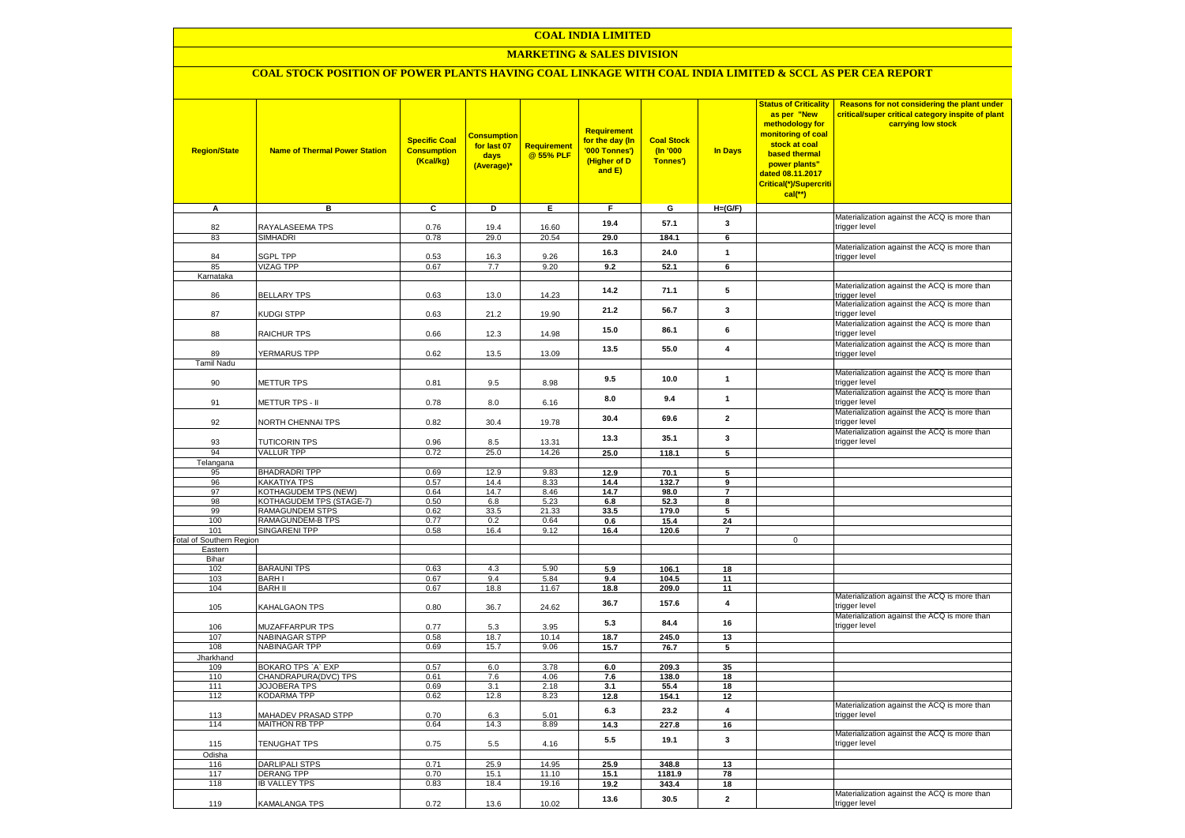# COAL INDIA LIMITED

## MARKETING & SALES DIVISION

### COAL STOCK POSITION OF POWER PLANTS HAVING COAL LINKAGE WITH COAL INDIA LIMITED & SCCL AS PER CEA REPORT

| Region/State | Name of Thermal Power Station | Specific Coal Consumption (Kcal/kg) | Consumption for last 07 days (Average)* | Requirement @ 55% PLF | Requirement for the day (In '000 Tonnes') (Higher of D and E) | Coal Stock (In '000 Tonnes') | In Days | Status of Criticality as per "New methodology for monitoring of coal stock at coal based thermal power plants" dated 08.11.2017 Critical(*)/Supercritical(**) | Reasons for not considering the plant under critical/super critical category inspite of plant carrying low stock |
|---|---|---|---|---|---|---|---|---|---|
| A | B | C | D | E | F | G | H=(G/F) | | |
| 82 | RAYALASEEMA TPS | 0.76 | 19.4 | 16.60 | 19.4 | 57.1 | 3 | | Materialization against the ACQ is more than trigger level |
| 83 | SIMHADRI | 0.78 | 29.0 | 20.54 | 29.0 | 184.1 | 6 | | |
| 84 | SGPL TPP | 0.53 | 16.3 | 9.26 | 16.3 | 24.0 | 1 | | Materialization against the ACQ is more than trigger level |
| 85 | VIZAG TPP | 0.67 | 7.7 | 9.20 | 9.2 | 52.1 | 6 | | |
| Karnataka | | | | | | | | | |
| 86 | BELLARY TPS | 0.63 | 13.0 | 14.23 | 14.2 | 71.1 | 5 | | Materialization against the ACQ is more than trigger level |
| 87 | KUDGI STPP | 0.63 | 21.2 | 19.90 | 21.2 | 56.7 | 3 | | Materialization against the ACQ is more than trigger level |
| 88 | RAICHUR TPS | 0.66 | 12.3 | 14.98 | 15.0 | 86.1 | 6 | | Materialization against the ACQ is more than trigger level |
| 89 | YERMARUS TPP | 0.62 | 13.5 | 13.09 | 13.5 | 55.0 | 4 | | Materialization against the ACQ is more than trigger level |
| Tamil Nadu | | | | | | | | | |
| 90 | METTUR TPS | 0.81 | 9.5 | 8.98 | 9.5 | 10.0 | 1 | | Materialization against the ACQ is more than trigger level |
| 91 | METTUR TPS - II | 0.78 | 8.0 | 6.16 | 8.0 | 9.4 | 1 | | Materialization against the ACQ is more than trigger level |
| 92 | NORTH CHENNAI TPS | 0.82 | 30.4 | 19.78 | 30.4 | 69.6 | 2 | | Materialization against the ACQ is more than trigger level |
| 93 | TUTICORIN TPS | 0.96 | 8.5 | 13.31 | 13.3 | 35.1 | 3 | | Materialization against the ACQ is more than trigger level |
| 94 | VALLUR TPP | 0.72 | 25.0 | 14.26 | 25.0 | 118.1 | 5 | | |
| Telangana | | | | | | | | | |
| 95 | BHADRADRI TPP | 0.69 | 12.9 | 9.83 | 12.9 | 70.1 | 5 | | |
| 96 | KAKATIYA TPS | 0.57 | 14.4 | 8.33 | 14.4 | 132.7 | 9 | | |
| 97 | KOTHAGUDEM TPS (NEW) | 0.64 | 14.7 | 8.46 | 14.7 | 98.0 | 7 | | |
| 98 | KOTHAGUDEM TPS (STAGE-7) | 0.50 | 6.8 | 5.23 | 6.8 | 52.3 | 8 | | |
| 99 | RAMAGUNDEM STPS | 0.62 | 33.5 | 21.33 | 33.5 | 179.0 | 5 | | |
| 100 | RAMAGUNDEM-B TPS | 0.77 | 0.2 | 0.64 | 0.6 | 15.4 | 24 | | |
| 101 | SINGARENI TPP | 0.58 | 16.4 | 9.12 | 16.4 | 120.6 | 7 | | |
| Total of Southern Region | | | | | | | | 0 | |
| Eastern | | | | | | | | | |
| Bihar | | | | | | | | | |
| 102 | BARAUNI TPS | 0.63 | 4.3 | 5.90 | 5.9 | 106.1 | 18 | | |
| 103 | BARH I | 0.67 | 9.4 | 5.84 | 9.4 | 104.5 | 11 | | |
| 104 | BARH II | 0.67 | 18.8 | 11.67 | 18.8 | 209.0 | 11 | | |
| 105 | KAHALGAON TPS | 0.80 | 36.7 | 24.62 | 36.7 | 157.6 | 4 | | Materialization against the ACQ is more than trigger level |
| 106 | MUZAFFARPUR TPS | 0.77 | 5.3 | 3.95 | 5.3 | 84.4 | 16 | | Materialization against the ACQ is more than trigger level |
| 107 | NABINAGAR STPP | 0.58 | 18.7 | 10.14 | 18.7 | 245.0 | 13 | | |
| 108 | NABINAGAR TPP | 0.69 | 15.7 | 9.06 | 15.7 | 76.7 | 5 | | |
| Jharkhand | | | | | | | | | |
| 109 | BOKARO TPS `A` EXP | 0.57 | 6.0 | 3.78 | 6.0 | 209.3 | 35 | | |
| 110 | CHANDRAPURA(DVC) TPS | 0.61 | 7.6 | 4.06 | 7.6 | 138.0 | 18 | | |
| 111 | JOJOBERA TPS | 0.69 | 3.1 | 2.18 | 3.1 | 55.4 | 18 | | |
| 112 | KODARMA TPP | 0.62 | 12.8 | 8.23 | 12.8 | 154.1 | 12 | | |
| 113 | MAHADEV PRASAD STPP | 0.70 | 6.3 | 5.01 | 6.3 | 23.2 | 4 | | Materialization against the ACQ is more than trigger level |
| 114 | MAITHON RB TPP | 0.64 | 14.3 | 8.89 | 14.3 | 227.8 | 16 | | |
| 115 | TENUGHAT TPS | 0.75 | 5.5 | 4.16 | 5.5 | 19.1 | 3 | | Materialization against the ACQ is more than trigger level |
| Odisha | | | | | | | | | |
| 116 | DARLIPALI STPS | 0.71 | 25.9 | 14.95 | 25.9 | 348.8 | 13 | | |
| 117 | DERANG TPP | 0.70 | 15.1 | 11.10 | 15.1 | 1181.9 | 78 | | |
| 118 | IB VALLEY TPS | 0.83 | 18.4 | 19.16 | 19.2 | 343.4 | 18 | | |
| 119 | KAMALANGA TPS | 0.72 | 13.6 | 10.02 | 13.6 | 30.5 | 2 | | Materialization against the ACQ is more than trigger level |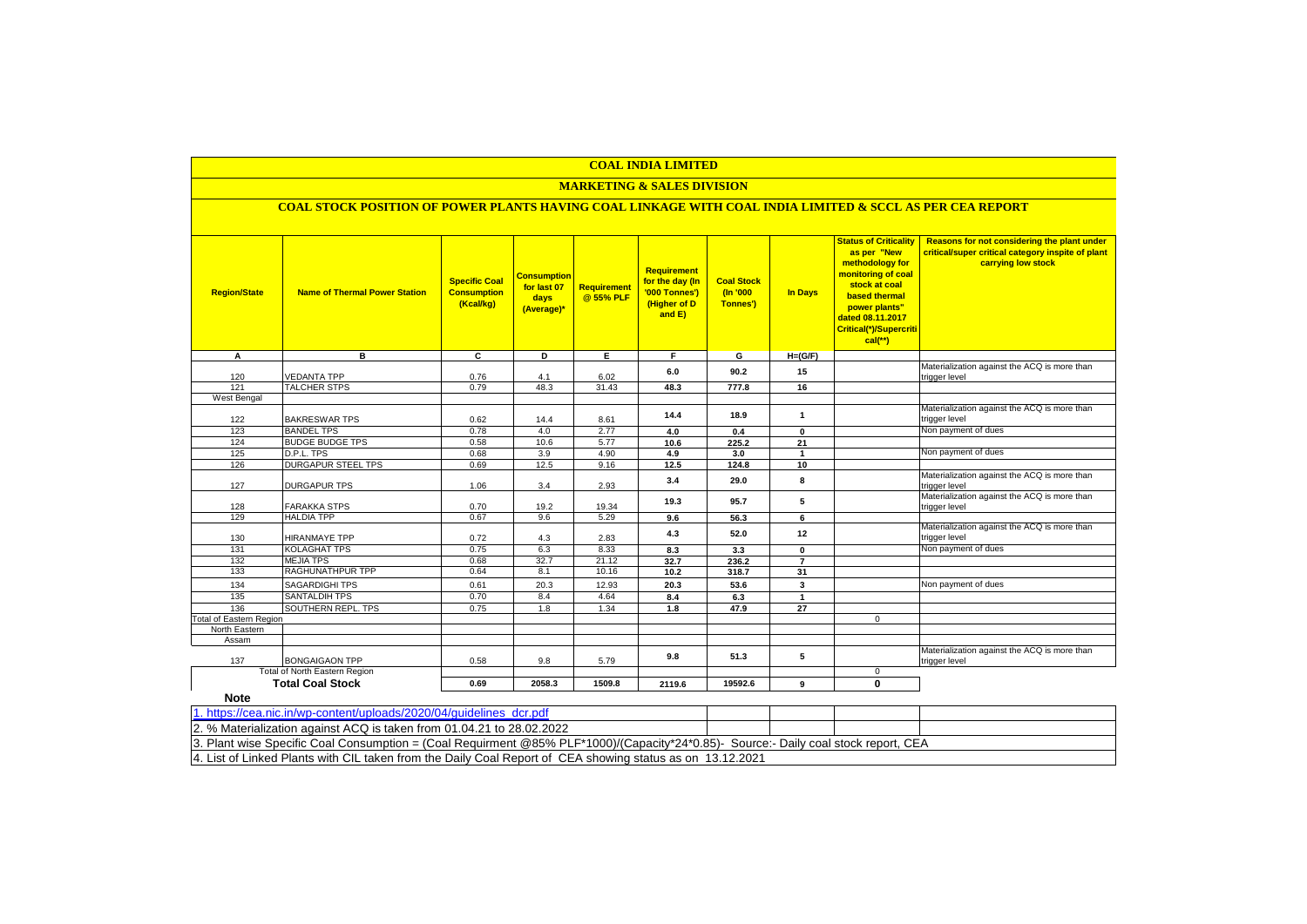# COAL INDIA LIMITED

## MARKETING & SALES DIVISION

### COAL STOCK POSITION OF POWER PLANTS HAVING COAL LINKAGE WITH COAL INDIA LIMITED & SCCL AS PER CEA REPORT

| Region/State | Name of Thermal Power Station | Specific Coal Consumption (Kcal/kg) | Consumption for last 07 days (Average)* | Requirement @ 55% PLF | Requirement for the day (In '000 Tonnes') (Higher of D and E) | Coal Stock (In '000 Tonnes') | In Days | Status of Criticality as per "New methodology for monitoring of coal stock at coal based thermal power plants" dated 08.11.2017 Critical(*)/Supercritical(**) | Reasons for not considering the plant under critical/super critical category inspite of plant carrying low stock |
|---|---|---|---|---|---|---|---|---|---|
| A | B | C | D | E | F | G | H=(G/F) | | |
| 120 | VEDANTA TPP | 0.76 | 4.1 | 6.02 | 6.0 | 90.2 | 15 | | Materialization against the ACQ is more than trigger level |
| 121 | TALCHER STPS | 0.79 | 48.3 | 31.43 | 48.3 | 777.8 | 16 | | |
| West Bengal | | | | | | | | | |
| 122 | BAKRESWAR TPS | 0.62 | 14.4 | 8.61 | 14.4 | 18.9 | 1 | | Materialization against the ACQ is more than trigger level |
| 123 | BANDEL TPS | 0.78 | 4.0 | 2.77 | 4.0 | 0.4 | 0 | | Non payment of dues |
| 124 | BUDGE BUDGE TPS | 0.58 | 10.6 | 5.77 | 10.6 | 225.2 | 21 | | |
| 125 | D.P.L. TPS | 0.68 | 3.9 | 4.90 | 4.9 | 3.0 | 1 | | Non payment of dues |
| 126 | DURGAPUR STEEL TPS | 0.69 | 12.5 | 9.16 | 12.5 | 124.8 | 10 | | |
| 127 | DURGAPUR TPS | 1.06 | 3.4 | 2.93 | 3.4 | 29.0 | 8 | | Materialization against the ACQ is more than trigger level |
| 128 | FARAKKA STPS | 0.70 | 19.2 | 19.34 | 19.3 | 95.7 | 5 | | Materialization against the ACQ is more than trigger level |
| 129 | HALDIA TPP | 0.67 | 9.6 | 5.29 | 9.6 | 56.3 | 6 | | |
| 130 | HIRANMAYE TPP | 0.72 | 4.3 | 2.83 | 4.3 | 52.0 | 12 | | Materialization against the ACQ is more than trigger level |
| 131 | KOLAGHAT TPS | 0.75 | 6.3 | 8.33 | 8.3 | 3.3 | 0 | | Non payment of dues |
| 132 | MEJIA TPS | 0.68 | 32.7 | 21.12 | 32.7 | 236.2 | 7 | | |
| 133 | RAGHUNATHPUR TPP | 0.64 | 8.1 | 10.16 | 10.2 | 318.7 | 31 | | |
| 134 | SAGARDIGHI TPS | 0.61 | 20.3 | 12.93 | 20.3 | 53.6 | 3 | | Non payment of dues |
| 135 | SANTALDIH TPS | 0.70 | 8.4 | 4.64 | 8.4 | 6.3 | 1 | | |
| 136 | SOUTHERN REPL. TPS | 0.75 | 1.8 | 1.34 | 1.8 | 47.9 | 27 | | |
| Total of Eastern Region | | | | | | | | 0 | |
| North Eastern | | | | | | | | | |
| Assam | | | | | | | | | |
| 137 | BONGAIGAON TPP | 0.58 | 9.8 | 5.79 | 9.8 | 51.3 | 5 | | Materialization against the ACQ is more than trigger level |
| Total of North Eastern Region | | | | | | | | 0 | |
| **Total Coal Stock** | | 0.69 | 2058.3 | 1509.8 | 2119.6 | 19592.6 | 9 | 0 | |

**Note**

1. https://cea.nic.in/wp-content/uploads/2020/04/guidelines_dcr.pdf
2. % Materialization against ACQ is taken from 01.04.21 to 28.02.2022
3. Plant wise Specific Coal Consumption = (Coal Requirment @85% PLF*1000)/(Capacity*24*0.85)- Source:- Daily coal stock report, CEA
4. List of Linked Plants with CIL taken from the Daily Coal Report of CEA showing status as on 13.12.2021